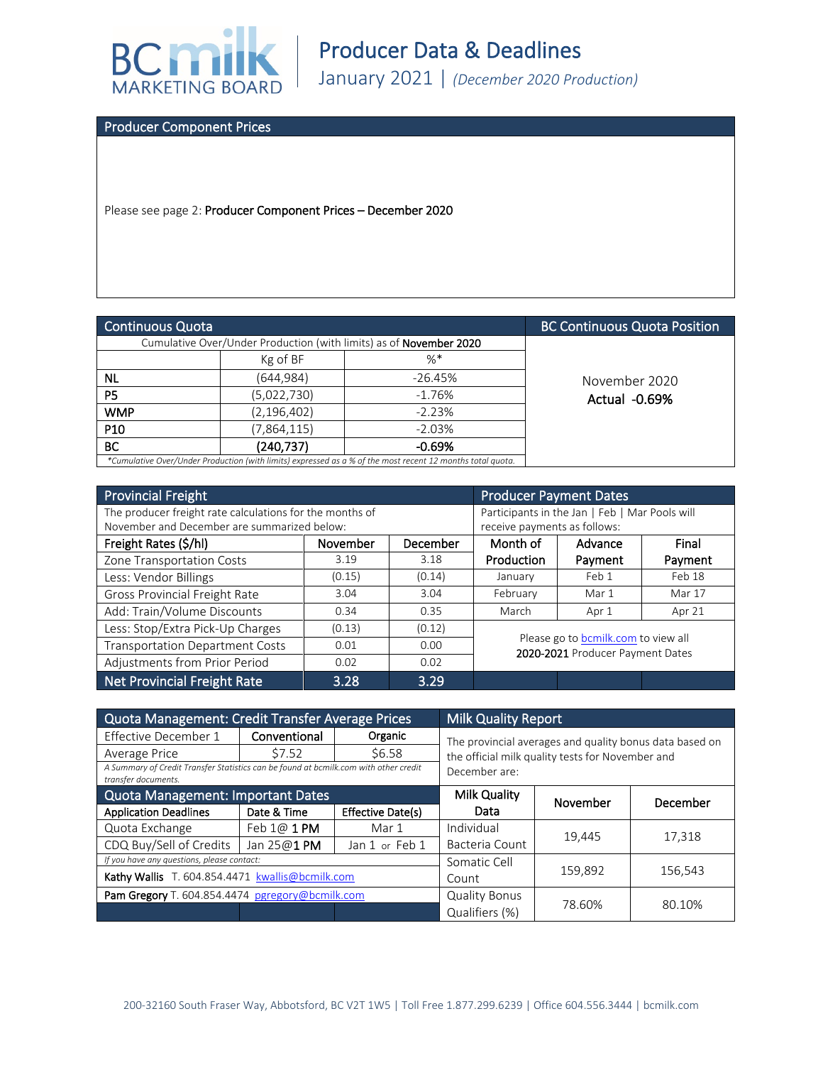# Producer Data & Deadlines

January 2021 | *(December 2020 Production)*

## Producer Component Prices

Please see page 2: **Producer Component Prices – December 2020**

## Continuous Quota

Cumulative Over/Under Production (with limits) as of **November 2020**

| | Kg of BF | %* |
|---|---|---|
| **NL** | (644,984) | -26.45% |
| **P5** | (5,022,730) | -1.76% |
| **WMP** | (2,196,402) | -2.23% |
| **P10** | (7,864,115) | -2.03% |
| **BC** | **(240,737)** | **-0.69%** |

*\*Cumulative Over/Under Production (with limits) expressed as a % of the most recent 12 months total quota.*

## BC Continuous Quota Position

November 2020

**Actual -0.69%**

## Provincial Freight

The producer freight rate calculations for the months of November and December are summarized below:

| Freight Rates ($/hl) | November | December |
|---|---|---|
| Zone Transportation Costs | 3.19 | 3.18 |
| Less: Vendor Billings | (0.15) | (0.14) |
| Gross Provincial Freight Rate | 3.04 | 3.04 |
| Add: Train/Volume Discounts | 0.34 | 0.35 |
| Less: Stop/Extra Pick-Up Charges | (0.13) | (0.12) |
| Transportation Department Costs | 0.01 | 0.00 |
| Adjustments from Prior Period | 0.02 | 0.02 |
| **Net Provincial Freight Rate** | **3.28** | **3.29** |

## Producer Payment Dates

Participants in the Jan | Feb | Mar Pools will receive payments as follows:

| Month of Production | Advance Payment | Final Payment |
|---|---|---|
| January | Feb 1 | Feb 18 |
| February | Mar 1 | Mar 17 |
| March | Apr 1 | Apr 21 |

Please go to bcmilk.com to view all **2020-2021** Producer Payment Dates

## Quota Management: Credit Transfer Average Prices

| Effective December 1 | Conventional | Organic |
|---|---|---|
| Average Price | $7.52 | $6.58 |

*A Summary of Credit Transfer Statistics can be found at bcmilk.com with other credit transfer documents.*

## Quota Management: Important Dates

| Application Deadlines | Date & Time | Effective Date(s) |
|---|---|---|
| Quota Exchange | Feb 1@ **1 PM** | Mar 1 |
| CDQ Buy/Sell of Credits | Jan 25@**1 PM** | Jan 1 or Feb 1 |

*If you have any questions, please contact:*

**Kathy Wallis** T. 604.854.4471 kwallis@bcmilk.com

**Pam Gregory** T. 604.854.4474 pgregory@bcmilk.com

## Milk Quality Report

The provincial averages and quality bonus data based on the official milk quality tests for November and December are:

| Milk Quality Data | November | December |
|---|---|---|
| Individual Bacteria Count | 19,445 | 17,318 |
| Somatic Cell Count | 159,892 | 156,543 |
| Quality Bonus Qualifiers (%) | 78.60% | 80.10% |

200-32160 South Fraser Way, Abbotsford, BC V2T 1W5 | Toll Free 1.877.299.6239 | Office 604.556.3444 | bcmilk.com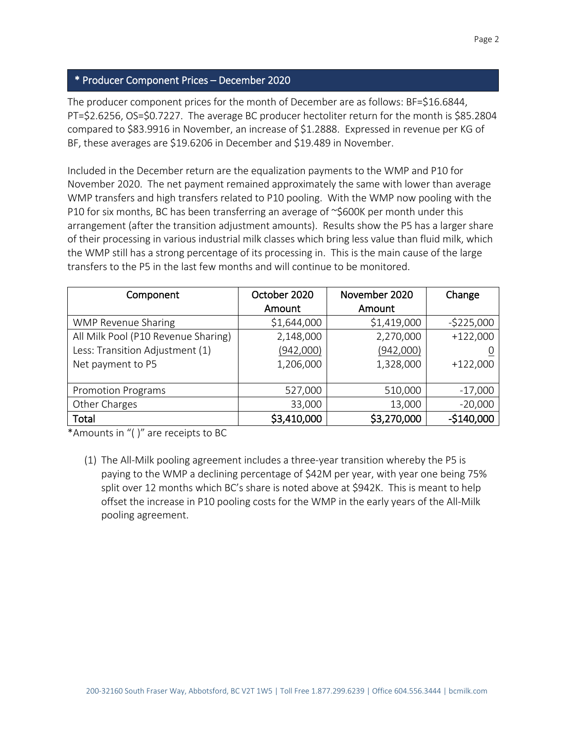## * Producer Component Prices – December 2020

The producer component prices for the month of December are as follows: BF=$16.6844, PT=$2.6256, OS=$0.7227. The average BC producer hectoliter return for the month is $85.2804 compared to $83.9916 in November, an increase of $1.2888. Expressed in revenue per KG of BF, these averages are $19.6206 in December and $19.489 in November.

Included in the December return are the equalization payments to the WMP and P10 for November 2020. The net payment remained approximately the same with lower than average WMP transfers and high transfers related to P10 pooling. With the WMP now pooling with the P10 for six months, BC has been transferring an average of ~$600K per month under this arrangement (after the transition adjustment amounts). Results show the P5 has a larger share of their processing in various industrial milk classes which bring less value than fluid milk, which the WMP still has a strong percentage of its processing in. This is the main cause of the large transfers to the P5 in the last few months and will continue to be monitored.

| Component | October 2020 Amount | November 2020 Amount | Change |
|---|---|---|---|
| WMP Revenue Sharing | $1,644,000 | $1,419,000 | -$225,000 |
| All Milk Pool (P10 Revenue Sharing) | 2,148,000 | 2,270,000 | +122,000 |
| Less: Transition Adjustment (1) | (942,000) | (942,000) | 0 |
| Net payment to P5 | 1,206,000 | 1,328,000 | +122,000 |
| Promotion Programs | 527,000 | 510,000 | -17,000 |
| Other Charges | 33,000 | 13,000 | -20,000 |
| **Total** | **$3,410,000** | **$3,270,000** | **-$140,000** |

*Amounts in "( )" are receipts to BC

(1) The All-Milk pooling agreement includes a three-year transition whereby the P5 is paying to the WMP a declining percentage of $42M per year, with year one being 75% split over 12 months which BC's share is noted above at $942K. This is meant to help offset the increase in P10 pooling costs for the WMP in the early years of the All-Milk pooling agreement.